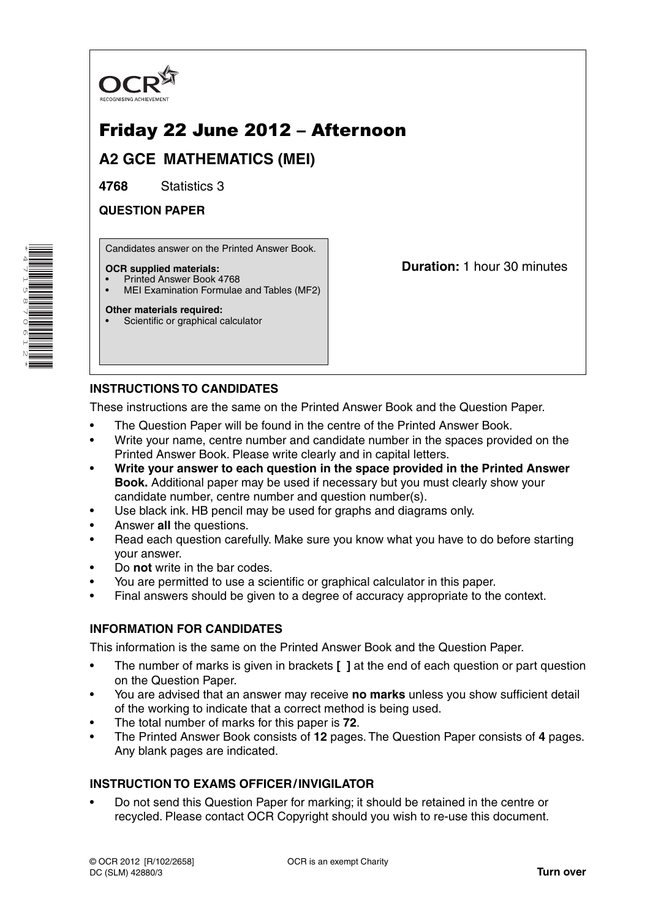OCR
RECOGNISING ACHIEVEMENT

# Friday 22 June 2012 – Afternoon

## A2 GCE MATHEMATICS (MEI)

**4768** Statistics 3

**QUESTION PAPER**

Candidates answer on the Printed Answer Book.

**OCR supplied materials:**
- Printed Answer Book 4768
- MEI Examination Formulae and Tables (MF2)

**Other materials required:**
- Scientific or graphical calculator

**Duration:** 1 hour 30 minutes

### INSTRUCTIONS TO CANDIDATES

These instructions are the same on the Printed Answer Book and the Question Paper.

- The Question Paper will be found in the centre of the Printed Answer Book.
- Write your name, centre number and candidate number in the spaces provided on the Printed Answer Book. Please write clearly and in capital letters.
- **Write your answer to each question in the space provided in the Printed Answer Book.** Additional paper may be used if necessary but you must clearly show your candidate number, centre number and question number(s).
- Use black ink. HB pencil may be used for graphs and diagrams only.
- Answer **all** the questions.
- Read each question carefully. Make sure you know what you have to do before starting your answer.
- Do **not** write in the bar codes.
- You are permitted to use a scientific or graphical calculator in this paper.
- Final answers should be given to a degree of accuracy appropriate to the context.

### INFORMATION FOR CANDIDATES

This information is the same on the Printed Answer Book and the Question Paper.

- The number of marks is given in brackets **[ ]** at the end of each question or part question on the Question Paper.
- You are advised that an answer may receive **no marks** unless you show sufficient detail of the working to indicate that a correct method is being used.
- The total number of marks for this paper is **72**.
- The Printed Answer Book consists of **12** pages. The Question Paper consists of **4** pages. Any blank pages are indicated.

### INSTRUCTION TO EXAMS OFFICER / INVIGILATOR

- Do not send this Question Paper for marking; it should be retained in the centre or recycled. Please contact OCR Copyright should you wish to re-use this document.

© OCR 2012 [R/102/2658]
DC (SLM) 42880/3

OCR is an exempt Charity

**Turn over**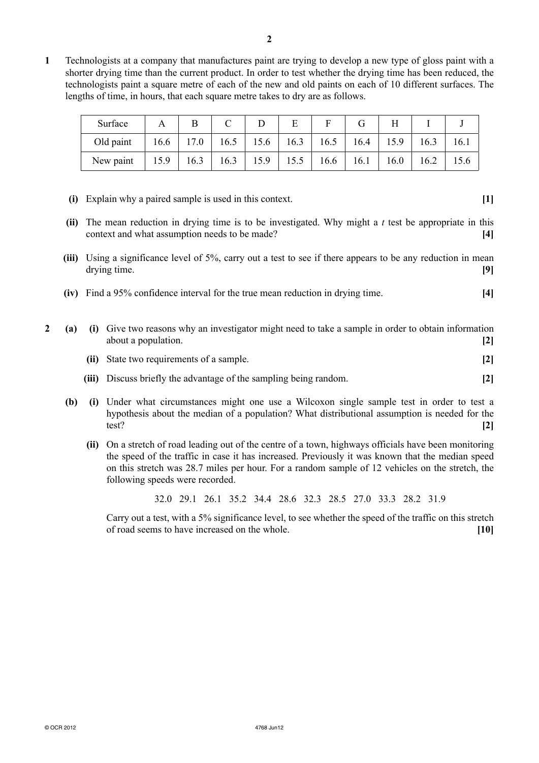**1** Technologists at a company that manufactures paint are trying to develop a new type of gloss paint with a shorter drying time than the current product. In order to test whether the drying time has been reduced, the technologists paint a square metre of each of the new and old paints on each of 10 different surfaces. The lengths of time, in hours, that each square metre takes to dry are as follows.

| Surface | A | B | C | D | E | F | G | H | I | J |
|---|---|---|---|---|---|---|---|---|---|---|
| Old paint | 16.6 | 17.0 | 16.5 | 15.6 | 16.3 | 16.5 | 16.4 | 15.9 | 16.3 | 16.1 |
| New paint | 15.9 | 16.3 | 16.3 | 15.9 | 15.5 | 16.6 | 16.1 | 16.0 | 16.2 | 15.6 |

**(i)** Explain why a paired sample is used in this context. **[1]**

**(ii)** The mean reduction in drying time is to be investigated. Why might a $t$ test be appropriate in this context and what assumption needs to be made? **[4]**

**(iii)** Using a significance level of 5%, carry out a test to see if there appears to be any reduction in mean drying time. **[9]**

**(iv)** Find a 95% confidence interval for the true mean reduction in drying time. **[4]**

**2** **(a)** **(i)** Give two reasons why an investigator might need to take a sample in order to obtain information about a population. **[2]**

**(ii)** State two requirements of a sample. **[2]**

**(iii)** Discuss briefly the advantage of the sampling being random. **[2]**

**(b)** **(i)** Under what circumstances might one use a Wilcoxon single sample test in order to test a hypothesis about the median of a population? What distributional assumption is needed for the test? **[2]**

**(ii)** On a stretch of road leading out of the centre of a town, highways officials have been monitoring the speed of the traffic in case it has increased. Previously it was known that the median speed on this stretch was 28.7 miles per hour. For a random sample of 12 vehicles on the stretch, the following speeds were recorded.

32.0 29.1 26.1 35.2 34.4 28.6 32.3 28.5 27.0 33.3 28.2 31.9

Carry out a test, with a 5% significance level, to see whether the speed of the traffic on this stretch of road seems to have increased on the whole. **[10]**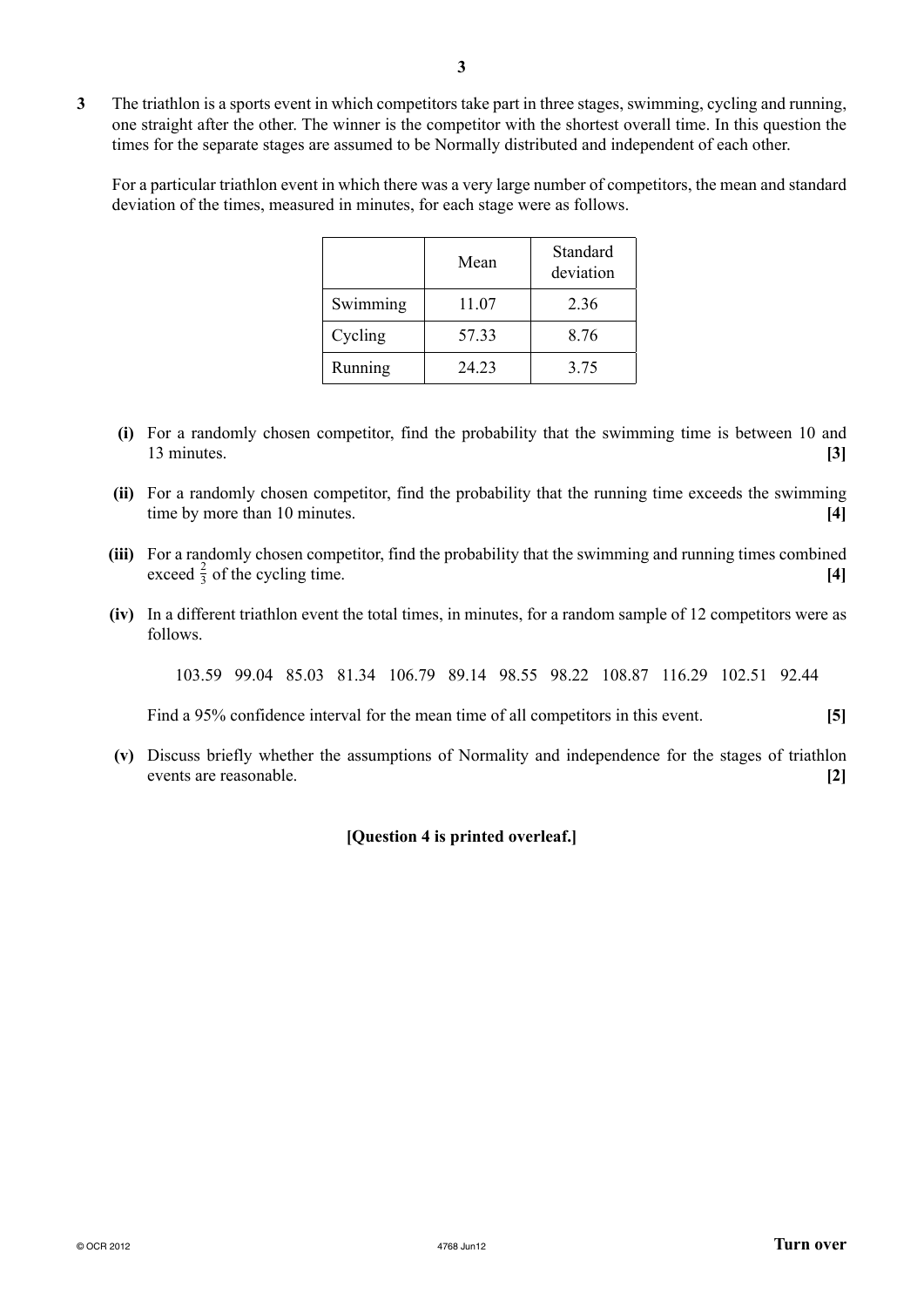**3** The triathlon is a sports event in which competitors take part in three stages, swimming, cycling and running, one straight after the other. The winner is the competitor with the shortest overall time. In this question the times for the separate stages are assumed to be Normally distributed and independent of each other.

For a particular triathlon event in which there was a very large number of competitors, the mean and standard deviation of the times, measured in minutes, for each stage were as follows.

| | Mean | Standard deviation |
|---|---|---|
| Swimming | 11.07 | 2.36 |
| Cycling | 57.33 | 8.76 |
| Running | 24.23 | 3.75 |

**(i)** For a randomly chosen competitor, find the probability that the swimming time is between 10 and 13 minutes. **[3]**

**(ii)** For a randomly chosen competitor, find the probability that the running time exceeds the swimming time by more than 10 minutes. **[4]**

**(iii)** For a randomly chosen competitor, find the probability that the swimming and running times combined exceed $\frac{2}{3}$ of the cycling time. **[4]**

**(iv)** In a different triathlon event the total times, in minutes, for a random sample of 12 competitors were as follows.

103.59 99.04 85.03 81.34 106.79 89.14 98.55 98.22 108.87 116.29 102.51 92.44

Find a 95% confidence interval for the mean time of all competitors in this event. **[5]**

**(v)** Discuss briefly whether the assumptions of Normality and independence for the stages of triathlon events are reasonable. **[2]**

**[Question 4 is printed overleaf.]**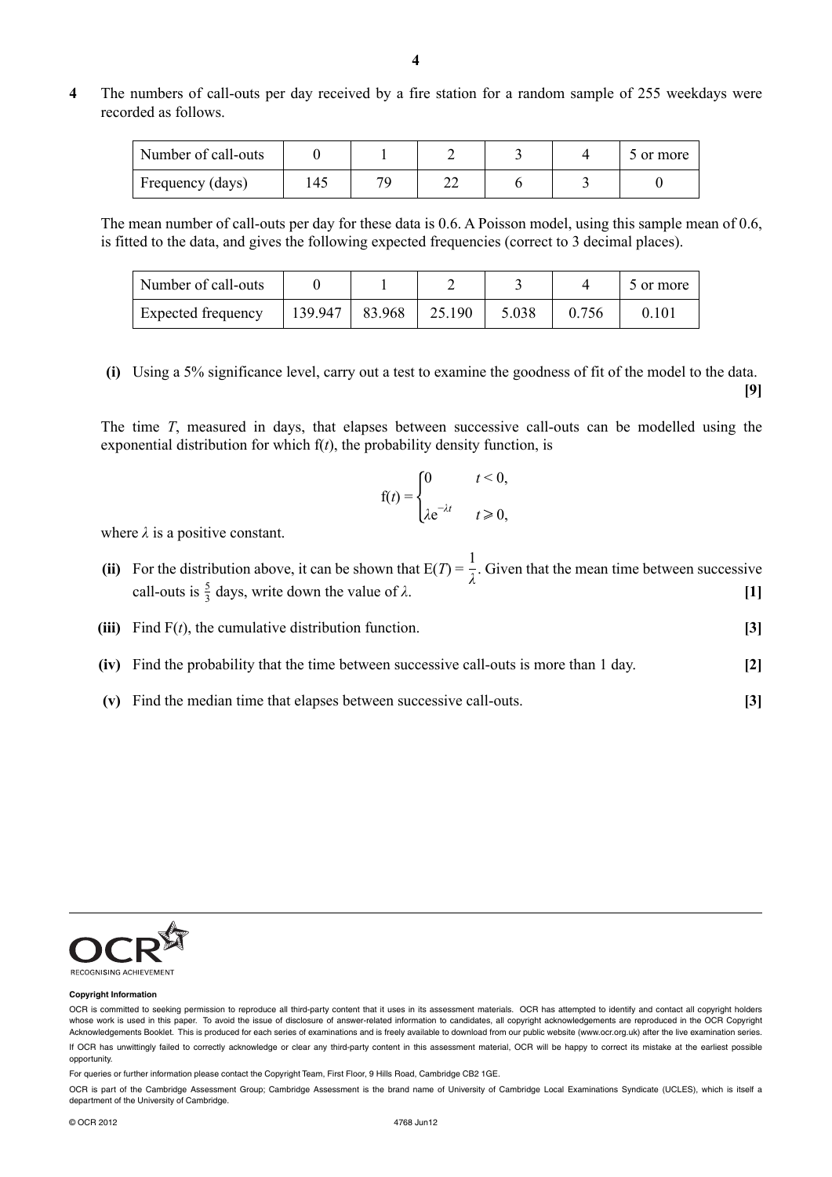**4** The numbers of call-outs per day received by a fire station for a random sample of 255 weekdays were recorded as follows.

| Number of call-outs | 0 | 1 | 2 | 3 | 4 | 5 or more |
|---|---|---|---|---|---|---|
| Frequency (days) | 145 | 79 | 22 | 6 | 3 | 0 |

The mean number of call-outs per day for these data is 0.6. A Poisson model, using this sample mean of 0.6, is fitted to the data, and gives the following expected frequencies (correct to 3 decimal places).

| Number of call-outs | 0 | 1 | 2 | 3 | 4 | 5 or more |
|---|---|---|---|---|---|---|
| Expected frequency | 139.947 | 83.968 | 25.190 | 5.038 | 0.756 | 0.101 |

**(i)** Using a 5% significance level, carry out a test to examine the goodness of fit of the model to the data. **[9]**

The time $T$, measured in days, that elapses between successive call-outs can be modelled using the exponential distribution for which $\mathrm{f}(t)$, the probability density function, is

$$\mathrm{f}(t) = \begin{cases} 0 & t < 0, \\ \lambda \mathrm{e}^{-\lambda t} & t \geqslant 0, \end{cases}$$

where $\lambda$ is a positive constant.

**(ii)** For the distribution above, it can be shown that $\mathrm{E}(T) = \frac{1}{\lambda}$. Given that the mean time between successive call-outs is $\frac{5}{3}$ days, write down the value of $\lambda$. **[1]**

**(iii)** Find $\mathrm{F}(t)$, the cumulative distribution function. **[3]**

**(iv)** Find the probability that the time between successive call-outs is more than 1 day. **[2]**

**(v)** Find the median time that elapses between successive call-outs. **[3]**

**Copyright Information**

OCR is committed to seeking permission to reproduce all third-party content that it uses in its assessment materials. OCR has attempted to identify and contact all copyright holders whose work is used in this paper. To avoid the issue of disclosure of answer-related information to candidates, all copyright acknowledgements are reproduced in the OCR Copyright Acknowledgements Booklet. This is produced for each series of examinations and is freely available to download from our public website (www.ocr.org.uk) after the live examination series.

If OCR has unwittingly failed to correctly acknowledge or clear any third-party content in this assessment material, OCR will be happy to correct its mistake at the earliest possible opportunity.

For queries or further information please contact the Copyright Team, First Floor, 9 Hills Road, Cambridge CB2 1GE.

OCR is part of the Cambridge Assessment Group; Cambridge Assessment is the brand name of University of Cambridge Local Examinations Syndicate (UCLES), which is itself a department of the University of Cambridge.

© OCR 2012 4768 Jun12